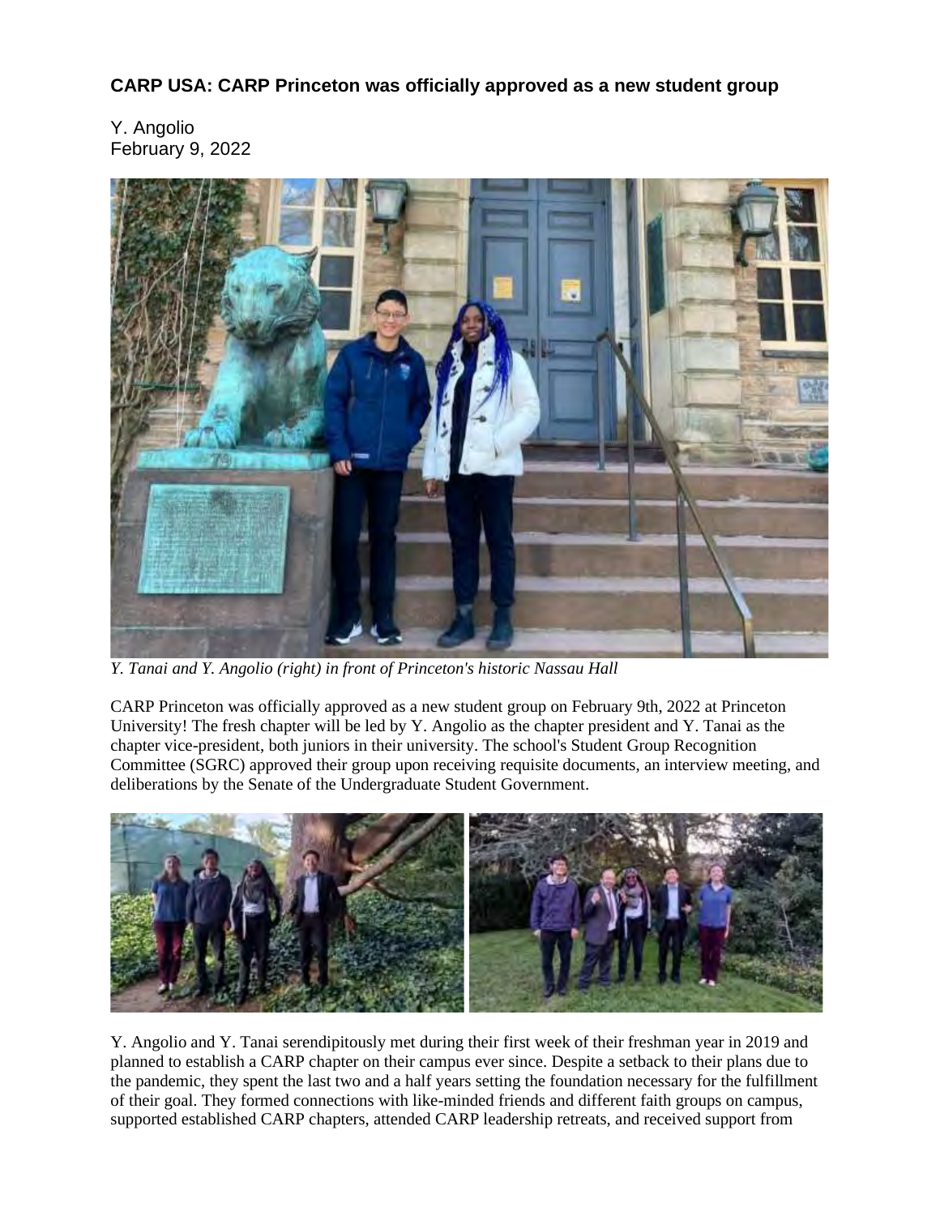# CARP USA: CARP Princeton was officially approved as a new student group

Y. Angolio
February 9, 2022

*Y. Tanai and Y. Angolio (right) in front of Princeton's historic Nassau Hall*

CARP Princeton was officially approved as a new student group on February 9th, 2022 at Princeton University! The fresh chapter will be led by Y. Angolio as the chapter president and Y. Tanai as the chapter vice-president, both juniors in their university. The school's Student Group Recognition Committee (SGRC) approved their group upon receiving requisite documents, an interview meeting, and deliberations by the Senate of the Undergraduate Student Government.

Y. Angolio and Y. Tanai serendipitously met during their first week of their freshman year in 2019 and planned to establish a CARP chapter on their campus ever since. Despite a setback to their plans due to the pandemic, they spent the last two and a half years setting the foundation necessary for the fulfillment of their goal. They formed connections with like-minded friends and different faith groups on campus, supported established CARP chapters, attended CARP leadership retreats, and received support from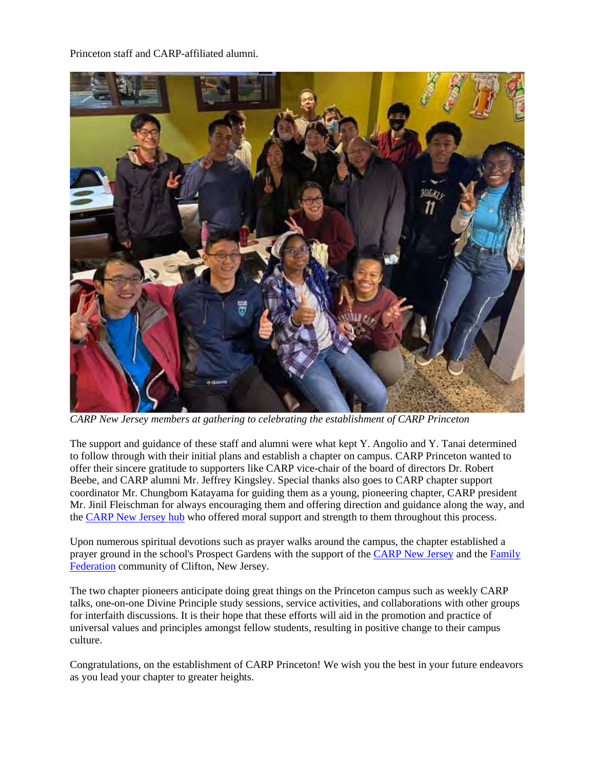Princeton staff and CARP-affiliated alumni.

*CARP New Jersey members at gathering to celebrating the establishment of CARP Princeton*

The support and guidance of these staff and alumni were what kept Y. Angolio and Y. Tanai determined to follow through with their initial plans and establish a chapter on campus. CARP Princeton wanted to offer their sincere gratitude to supporters like CARP vice-chair of the board of directors Dr. Robert Beebe, and CARP alumni Mr. Jeffrey Kingsley. Special thanks also goes to CARP chapter support coordinator Mr. Chungbom Katayama for guiding them as a young, pioneering chapter, CARP president Mr. Jinil Fleischman for always encouraging them and offering direction and guidance along the way, and the CARP New Jersey hub who offered moral support and strength to them throughout this process.

Upon numerous spiritual devotions such as prayer walks around the campus, the chapter established a prayer ground in the school's Prospect Gardens with the support of the CARP New Jersey and the Family Federation community of Clifton, New Jersey.

The two chapter pioneers anticipate doing great things on the Princeton campus such as weekly CARP talks, one-on-one Divine Principle study sessions, service activities, and collaborations with other groups for interfaith discussions. It is their hope that these efforts will aid in the promotion and practice of universal values and principles amongst fellow students, resulting in positive change to their campus culture.

Congratulations, on the establishment of CARP Princeton! We wish you the best in your future endeavors as you lead your chapter to greater heights.